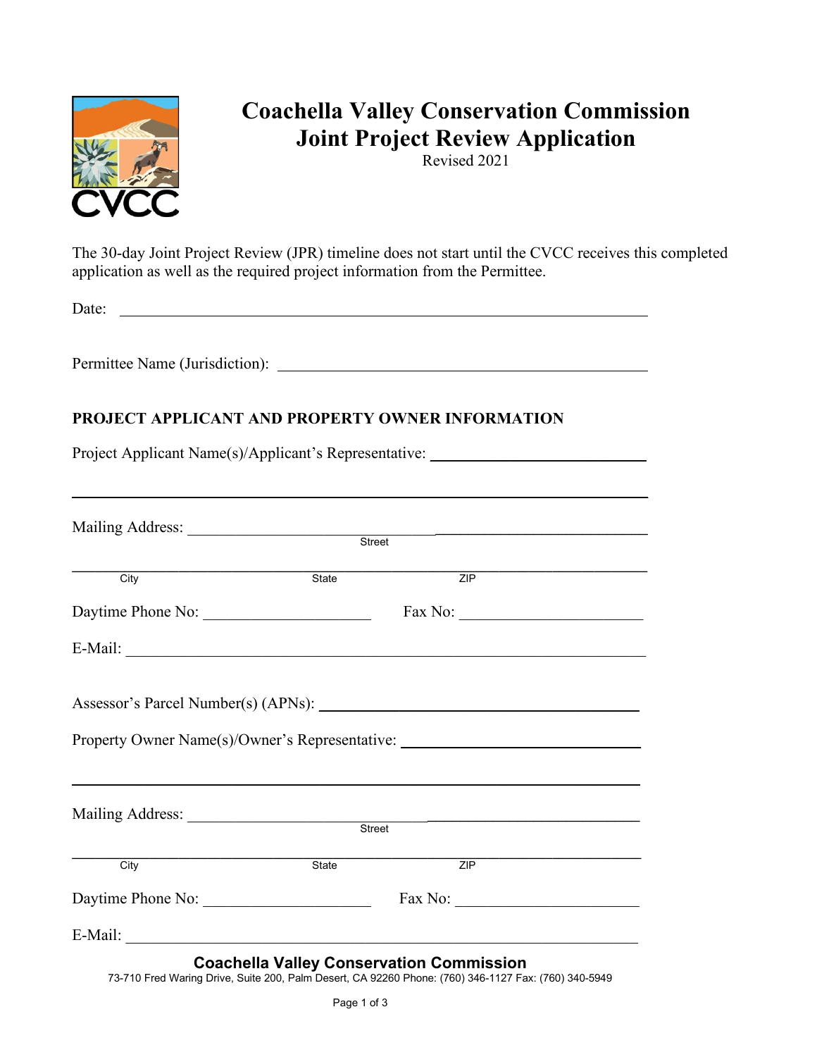# Coachella Valley Conservation Commission
# Joint Project Review Application

Revised 2021

The 30-day Joint Project Review (JPR) timeline does not start until the CVCC receives this completed application as well as the required project information from the Permittee.

Date: ______________________________________________

Permittee Name (Jurisdiction): ______________________________________________

## PROJECT APPLICANT AND PROPERTY OWNER INFORMATION

Project Applicant Name(s)/Applicant's Representative: ______________________________________________

______________________________________________

Mailing Address: ______________________________________________
Street

______________________________________________
City State ZIP

Daytime Phone No: ____________________ Fax No: ____________________

E-Mail: ______________________________________________

Assessor's Parcel Number(s) (APNs): ______________________________________________

Property Owner Name(s)/Owner's Representative: ______________________________________________

______________________________________________

Mailing Address: ______________________________________________
Street

______________________________________________
City State ZIP

Daytime Phone No: ____________________ Fax No: ____________________

E-Mail: ______________________________________________

**Coachella Valley Conservation Commission**
73-710 Fred Waring Drive, Suite 200, Palm Desert, CA 92260 Phone: (760) 346-1127 Fax: (760) 340-5949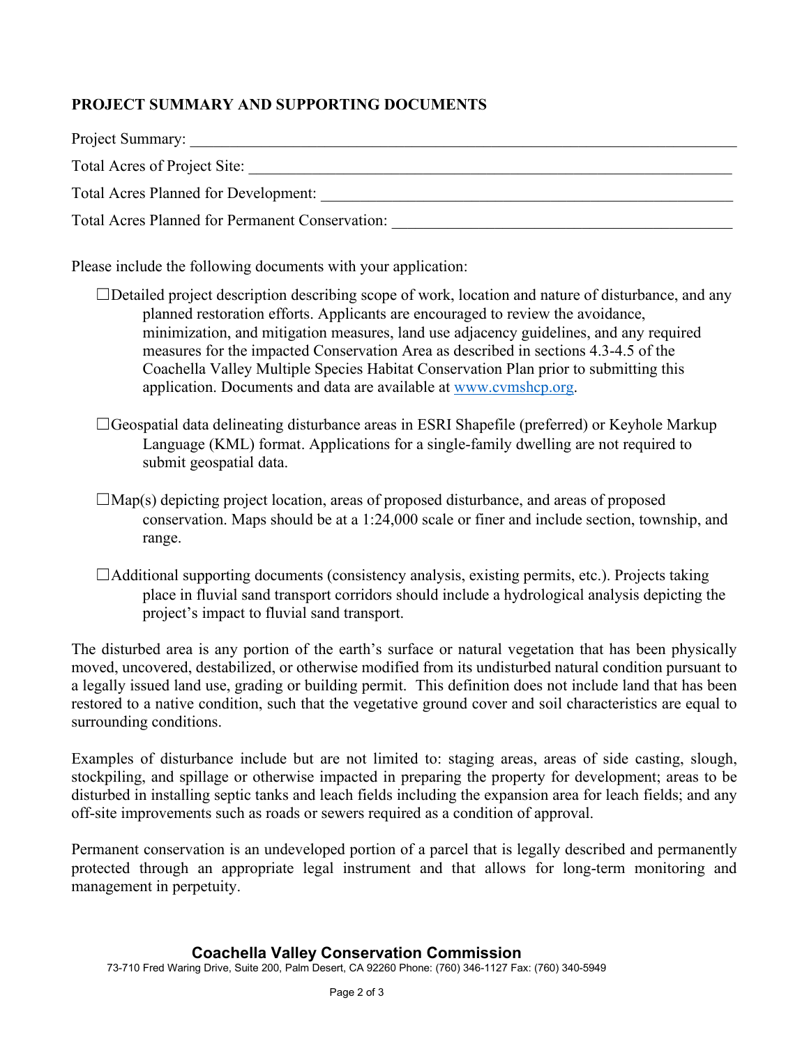## PROJECT SUMMARY AND SUPPORTING DOCUMENTS

Project Summary: ___________________________________________________________________

Total Acres of Project Site: ______________________________________________________________

Total Acres Planned for Development: ____________________________________________________

Total Acres Planned for Permanent Conservation: __________________________________________

Please include the following documents with your application:

- ☐Detailed project description describing scope of work, location and nature of disturbance, and any planned restoration efforts. Applicants are encouraged to review the avoidance, minimization, and mitigation measures, land use adjacency guidelines, and any required measures for the impacted Conservation Area as described in sections 4.3-4.5 of the Coachella Valley Multiple Species Habitat Conservation Plan prior to submitting this application. Documents and data are available at [www.cvmshcp.org](http://www.cvmshcp.org).

- ☐Geospatial data delineating disturbance areas in ESRI Shapefile (preferred) or Keyhole Markup Language (KML) format. Applications for a single-family dwelling are not required to submit geospatial data.

- ☐Map(s) depicting project location, areas of proposed disturbance, and areas of proposed conservation. Maps should be at a 1:24,000 scale or finer and include section, township, and range.

- ☐Additional supporting documents (consistency analysis, existing permits, etc.). Projects taking place in fluvial sand transport corridors should include a hydrological analysis depicting the project's impact to fluvial sand transport.

The disturbed area is any portion of the earth's surface or natural vegetation that has been physically moved, uncovered, destabilized, or otherwise modified from its undisturbed natural condition pursuant to a legally issued land use, grading or building permit. This definition does not include land that has been restored to a native condition, such that the vegetative ground cover and soil characteristics are equal to surrounding conditions.

Examples of disturbance include but are not limited to: staging areas, areas of side casting, slough, stockpiling, and spillage or otherwise impacted in preparing the property for development; areas to be disturbed in installing septic tanks and leach fields including the expansion area for leach fields; and any off-site improvements such as roads or sewers required as a condition of approval.

Permanent conservation is an undeveloped portion of a parcel that is legally described and permanently protected through an appropriate legal instrument and that allows for long-term monitoring and management in perpetuity.

**Coachella Valley Conservation Commission**

73-710 Fred Waring Drive, Suite 200, Palm Desert, CA 92260 Phone: (760) 346-1127 Fax: (760) 340-5949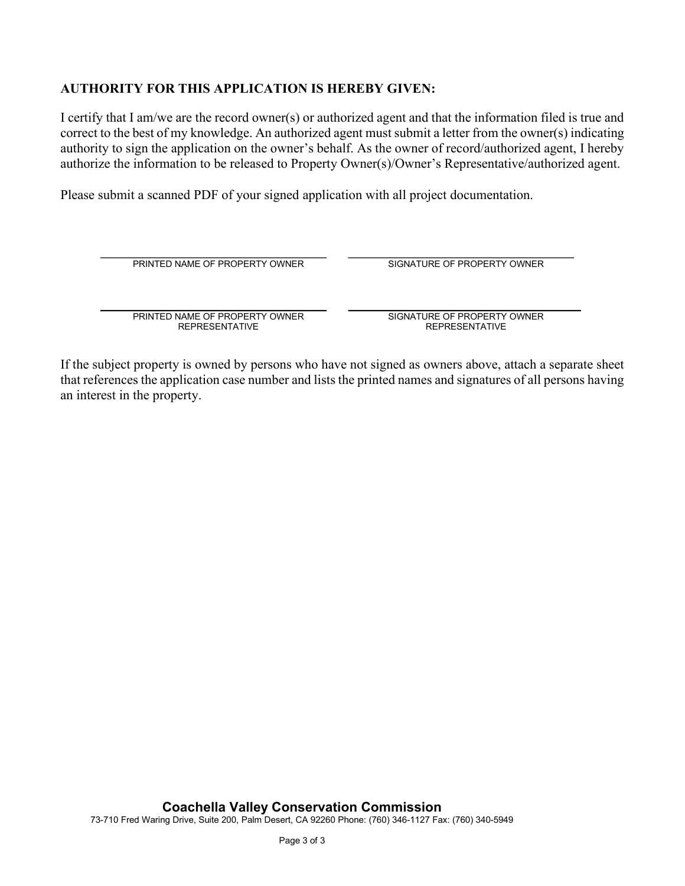**AUTHORITY FOR THIS APPLICATION IS HEREBY GIVEN:**

I certify that I am/we are the record owner(s) or authorized agent and that the information filed is true and correct to the best of my knowledge. An authorized agent must submit a letter from the owner(s) indicating authority to sign the application on the owner's behalf. As the owner of record/authorized agent, I hereby authorize the information to be released to Property Owner(s)/Owner's Representative/authorized agent.

Please submit a scanned PDF of your signed application with all project documentation.

| | |
|---|---|
| PRINTED NAME OF PROPERTY OWNER | SIGNATURE OF PROPERTY OWNER |
| PRINTED NAME OF PROPERTY OWNER REPRESENTATIVE | SIGNATURE OF PROPERTY OWNER REPRESENTATIVE |

If the subject property is owned by persons who have not signed as owners above, attach a separate sheet that references the application case number and lists the printed names and signatures of all persons having an interest in the property.

**Coachella Valley Conservation Commission**

73-710 Fred Waring Drive, Suite 200, Palm Desert, CA 92260 Phone: (760) 346-1127 Fax: (760) 340-5949